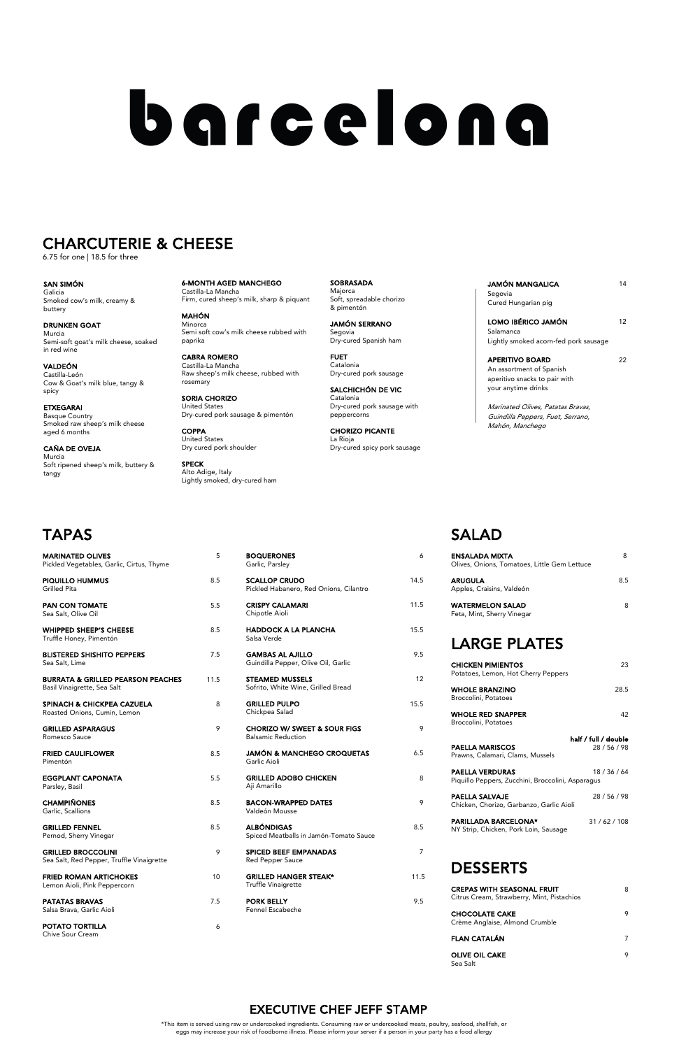# barcelona

## CHARCUTERIE & CHEESE

6.75 for one | 18.5 for three

**SAN SIMÓN**
Galicia
Smoked cow's milk, creamy & buttery

**DRUNKEN GOAT**
Murcia
Semi-soft goat's milk cheese, soaked in red wine

**VALDEÓN**
Castilla-León
Cow & Goat's milk blue, tangy & spicy

**ETXEGARAI**
Basque Country
Smoked raw sheep's milk cheese aged 6 months

**CAÑA DE OVEJA**
Murcia
Soft ripened sheep's milk, buttery & tangy

**6-MONTH AGED MANCHEGO**
Castilla-La Mancha
Firm, cured sheep's milk, sharp & piquant

**MAHÓN**
Minorca
Semi soft cow's milk cheese rubbed with paprika

**CABRA ROMERO**
Castilla-La Mancha
Raw sheep's milk cheese, rubbed with rosemary

**SORIA CHORIZO**
United States
Dry-cured pork sausage & pimentón

**COPPA**
United States
Dry cured pork shoulder

**SPECK**
Alto Adige, Italy
Lightly smoked, dry-cured ham

**SOBRASADA**
Majorca
Soft, spreadable chorizo & pimentón

**JAMÓN SERRANO**
Segovia
Dry-cured Spanish ham

**FUET**
Catalonia
Dry-cured pork sausage

**SALCHICHÓN DE VIC**
Catalonia
Dry-cured pork sausage with peppercorns

**CHORIZO PICANTE**
La Rioja
Dry-cured spicy pork sausage

**JAMÓN MANGALICA** 14
Segovia
Cured Hungarian pig

**LOMO IBÉRICO JAMÓN** 12
Salamanca
Lightly smoked acorn-fed pork sausage

**APERITIVO BOARD** 22
An assortment of Spanish aperitivo snacks to pair with your anytime drinks

*Marinated Olives, Patatas Bravas, Guindilla Peppers, Fuet, Serrano, Mahón, Manchego*

## TAPAS

| Item | Price |
|---|---|
| **MARINATED OLIVES**<br>Pickled Vegetables, Garlic, Cirtus, Thyme | 5 |
| **PIQUILLO HUMMUS**<br>Grilled Pita | 8.5 |
| **PAN CON TOMATE**<br>Sea Salt, Olive Oil | 5.5 |
| **WHIPPED SHEEP'S CHEESE**<br>Truffle Honey, Pimentón | 8.5 |
| **BLISTERED SHISHITO PEPPERS**<br>Sea Salt, Lime | 7.5 |
| **BURRATA & GRILLED PEARSON PEACHES**<br>Basil Vinaigrette, Sea Salt | 11.5 |
| **SPINACH & CHICKPEA CAZUELA**<br>Roasted Onions, Cumin, Lemon | 8 |
| **GRILLED ASPARAGUS**<br>Romesco Sauce | 9 |
| **FRIED CAULIFLOWER**<br>Pimentón | 8.5 |
| **EGGPLANT CAPONATA**<br>Parsley, Basil | 5.5 |
| **CHAMPIÑONES**<br>Garlic, Scallions | 8.5 |
| **GRILLED FENNEL**<br>Pernod, Sherry Vinegar | 8.5 |
| **GRILLED BROCCOLINI**<br>Sea Salt, Red Pepper, Truffle Vinaigrette | 9 |
| **FRIED ROMAN ARTICHOKES**<br>Lemon Aioli, Pink Peppercorn | 10 |
| **PATATAS BRAVAS**<br>Salsa Brava, Garlic Aioli | 7.5 |
| **POTATO TORTILLA**<br>Chive Sour Cream | 6 |
| **BOQUERONES**<br>Garlic, Parsley | 6 |
| **SCALLOP CRUDO**<br>Pickled Habanero, Red Onions, Cilantro | 14.5 |
| **CRISPY CALAMARI**<br>Chipotle Aioli | 11.5 |
| **HADDOCK A LA PLANCHA**<br>Salsa Verde | 15.5 |
| **GAMBAS AL AJILLO**<br>Guindilla Pepper, Olive Oil, Garlic | 9.5 |
| **STEAMED MUSSELS**<br>Sofrito, White Wine, Grilled Bread | 12 |
| **GRILLED PULPO**<br>Chickpea Salad | 15.5 |
| **CHORIZO W/ SWEET & SOUR FIGS**<br>Balsamic Reduction | 9 |
| **JAMÓN & MANCHEGO CROQUETAS**<br>Garlic Aioli | 6.5 |
| **GRILLED ADOBO CHICKEN**<br>Aji Amarillo | 8 |
| **BACON-WRAPPED DATES**<br>Valdeón Mousse | 9 |
| **ALBÓNDIGAS**<br>Spiced Meatballs in Jamón-Tomato Sauce | 8.5 |
| **SPICED BEEF EMPANADAS**<br>Red Pepper Sauce | 7 |
| **GRILLED HANGER STEAK***<br>Truffle Vinaigrette | 11.5 |
| **PORK BELLY**<br>Fennel Escabeche | 9.5 |

## SALAD

| Item | Price |
|---|---|
| **ENSALADA MIXTA**<br>Olives, Onions, Tomatoes, Little Gem Lettuce | 8 |
| **ARUGULA**<br>Apples, Craisins, Valdeón | 8.5 |
| **WATERMELON SALAD**<br>Feta, Mint, Sherry Vinegar | 8 |

## LARGE PLATES

| Item | Price |
|---|---|
| **CHICKEN PIMIENTOS**<br>Potatoes, Lemon, Hot Cherry Peppers | 23 |
| **WHOLE BRANZINO**<br>Broccolini, Potatoes | 28.5 |
| **WHOLE RED SNAPPER**<br>Broccolini, Potatoes | 42 |

| Item | half / full / double |
|---|---|
| **PAELLA MARISCOS**<br>Prawns, Calamari, Clams, Mussels | 28 / 56 / 98 |
| **PAELLA VERDURAS**<br>Piquillo Peppers, Zucchini, Broccolini, Asparagus | 18 / 36 / 64 |
| **PAELLA SALVAJE**<br>Chicken, Chorizo, Garbanzo, Garlic Aioli | 28 / 56 / 98 |
| **PARILLADA BARCELONA***<br>NY Strip, Chicken, Pork Loin, Sausage | 31 / 62 / 108 |

## DESSERTS

| Item | Price |
|---|---|
| **CREPAS WITH SEASONAL FRUIT**<br>Citrus Cream, Strawberry, Mint, Pistachios | 8 |
| **CHOCOLATE CAKE**<br>Crème Anglaise, Almond Crumble | 9 |
| **FLAN CATALÁN** | 7 |
| **OLIVE OIL CAKE**<br>Sea Salt | 9 |

## EXECUTIVE CHEF JEFF STAMP

*This item is served using raw or undercooked ingredients. Consuming raw or undercooked meats, poultry, seafood, shellfish, or eggs may increase your risk of foodborne illness. Please inform your server if a person in your party has a food allergy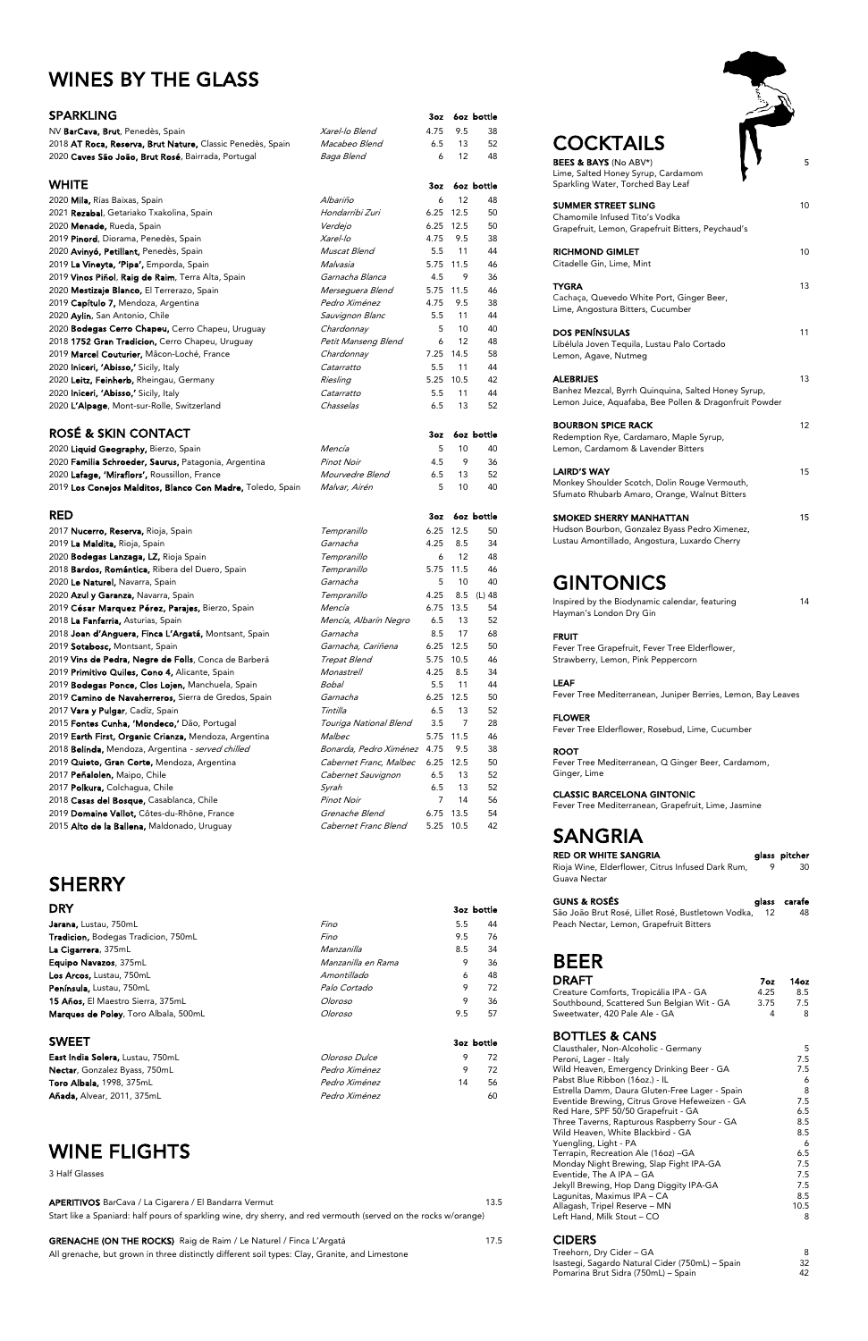# WINES BY THE GLASS

## SPARKLING

| | | 3oz | 6oz | bottle |
|---|---|---|---|---|
| NV **BarCava, Brut**, Penedès, Spain | *Xarel-lo Blend* | 4.75 | 9.5 | 38 |
| 2018 **AT Roca, Reserva, Brut Nature,** Classic Penedès, Spain | *Macabeo Blend* | 6.5 | 13 | 52 |
| 2020 **Caves São João, Brut Rosé**, Bairrada, Portugal | *Baga Blend* | 6 | 12 | 48 |

## WHITE

| | | 3oz | 6oz | bottle |
|---|---|---|---|---|
| 2020 **Mila,** Rías Baixas, Spain | *Albariño* | 6 | 12 | 48 |
| 2021 **Rezabal**, Getariako Txakolina, Spain | *Hondarribi Zuri* | 6.25 | 12.5 | 50 |
| 2020 **Menade,** Rueda, Spain | *Verdejo* | 6.25 | 12.5 | 50 |
| 2019 **Pinord**, Diorama, Penedès, Spain | *Xarel-lo* | 4.75 | 9.5 | 38 |
| 2020 **Avinyó, Petillant,** Penedès, Spain | *Muscat Blend* | 5.5 | 11 | 44 |
| 2019 **La Vineyta, 'Pipa',** Emporda, Spain | *Malvasia* | 5.75 | 11.5 | 46 |
| 2019 **Vinos Piñol**, **Raig de Raim**, Terra Alta, Spain | *Garnacha Blanca* | 4.5 | 9 | 36 |
| 2020 **Mestizaje Blanco,** El Terrerazo, Spain | *Merseguera Blend* | 5.75 | 11.5 | 46 |
| 2019 **Capítulo 7,** Mendoza, Argentina | *Pedro Ximénez* | 4.75 | 9.5 | 38 |
| 2020 **Aylin**, San Antonio, Chile | *Sauvignon Blanc* | 5.5 | 11 | 44 |
| 2020 **Bodegas Cerro Chapeu,** Cerro Chapeu, Uruguay | *Chardonnay* | 5 | 10 | 40 |
| 2018 **1752 Gran Tradicion,** Cerro Chapeu, Uruguay | *Petit Manseng Blend* | 6 | 12 | 48 |
| 2019 **Marcel Couturier,** Mâcon-Loché, France | *Chardonnay* | 7.25 | 14.5 | 58 |
| 2020 **Inceri, 'Abisso,'** Sicily, Italy | *Catarratto* | 5.5 | 11 | 44 |
| 2020 **Leitz, Feinherb,** Rheingau, Germany | *Riesling* | 5.25 | 10.5 | 42 |
| 2020 **Inceri, 'Abisso,'** Sicily, Italy | *Catarratto* | 5.5 | 11 | 44 |
| 2020 **L'Alpage**, Mont-sur-Rolle, Switzerland | *Chasselas* | 6.5 | 13 | 52 |

## ROSÉ & SKIN CONTACT

| | | 3oz | 6oz | bottle |
|---|---|---|---|---|
| 2020 **Liquid Geography,** Bierzo, Spain | *Mencía* | 5 | 10 | 40 |
| 2020 **Familia Schroeder, Saurus,** Patagonia, Argentina | *Pinot Noir* | 4.5 | 9 | 36 |
| 2020 **Lafage, 'Miraflors',** Roussillon, France | *Mourvedre Blend* | 6.5 | 13 | 52 |
| 2019 **Los Conejos Malditos, Blanco Con Madre,** Toledo, Spain | *Malvar, Airén* | 5 | 10 | 40 |

## RED

| | | 3oz | 6oz | bottle |
|---|---|---|---|---|
| 2017 **Nucerro, Reserva,** Rioja, Spain | *Tempranillo* | 6.25 | 12.5 | 50 |
| 2019 **La Maldita,** Rioja, Spain | *Garnacha* | 4.25 | 8.5 | 34 |
| 2020 **Bodegas Lanzaga, LZ,** Rioja Spain | *Tempranillo* | 6 | 12 | 48 |
| 2018 **Bardos, Romántica,** Ribera del Duero, Spain | *Tempranillo* | 5.75 | 11.5 | 46 |
| 2020 **Le Naturel,** Navarra, Spain | *Garnacha* | 5 | 10 | 40 |
| 2020 **Azul y Garanza,** Navarra, Spain | *Tempranillo* | 4.25 | 8.5 | (L) 48 |
| 2019 **César Marquez Pérez, Parajes,** Bierzo, Spain | *Mencía* | 6.75 | 13.5 | 54 |
| 2018 **La Fanfarria,** Asturias, Spain | *Mencía, Albarín Negro* | 6.5 | 13 | 52 |
| 2018 **Joan d'Anguera, Finca L'Argatá,** Montsant, Spain | *Garnacha* | 8.5 | 17 | 68 |
| 2019 **Sotabosc,** Montsant, Spain | *Garnacha, Cariñena* | 6.25 | 12.5 | 50 |
| 2019 **Vins de Pedra, Negre de Folls**, Conca de Barberá | *Trepat Blend* | 5.75 | 10.5 | 46 |
| 2019 **Primitivo Quiles, Cono 4,** Alicante, Spain | *Monastrell* | 4.25 | 8.5 | 34 |
| 2019 **Bodegas Ponce, Clos Lojen,** Manchuela, Spain | *Bobal* | 5.5 | 11 | 44 |
| 2019 **Camino de Navaherreros,** Sierra de Gredos, Spain | *Garnacha* | 6.25 | 12.5 | 50 |
| 2017 **Vara y Pulgar**, Cadiz, Spain | *Tintilla* | 6.5 | 13 | 52 |
| 2015 **Fontes Cunha, 'Mondeco,'** Dão, Portugal | *Touriga National Blend* | 3.5 | 7 | 28 |
| 2019 **Earth First, Organic Crianza,** Mendoza, Argentina | *Malbec* | 5.75 | 11.5 | 46 |
| 2018 **Belinda,** Mendoza, Argentina - *served chilled* | *Bonarda, Pedro Ximénez* | 4.75 | 9.5 | 38 |
| 2019 **Quieto, Gran Corte,** Mendoza, Argentina | *Cabernet Franc, Malbec* | 6.25 | 12.5 | 50 |
| 2017 **Peñalolen,** Maipo, Chile | *Cabernet Sauvignon* | 6.5 | 13 | 52 |
| 2017 **Polkura,** Colchagua, Chile | *Syrah* | 6.5 | 13 | 52 |
| 2018 **Casas del Bosque,** Casablanca, Chile | *Pinot Noir* | 7 | 14 | 56 |
| 2019 **Domaine Vallot,** Côtes-du-Rhône, France | *Grenache Blend* | 6.75 | 13.5 | 54 |
| 2015 **Alto de la Ballena,** Maldonado, Uruguay | *Cabernet Franc Blend* | 5.25 | 10.5 | 42 |

# SHERRY

## DRY

| | | 3oz | bottle |
|---|---|---|---|
| **Jarana,** Lustau, 750mL | *Fino* | 5.5 | 44 |
| **Tradicion,** Bodegas Tradicion, 750mL | *Fino* | 9.5 | 76 |
| **La Cigarrera**, 375mL | *Manzanilla* | 8.5 | 34 |
| **Equipo Navazos**, 375mL | *Manzanilla en Rama* | 9 | 36 |
| **Los Arcos,** Lustau, 750mL | *Amontillado* | 6 | 48 |
| **Península,** Lustau, 750mL | *Palo Cortado* | 9 | 72 |
| **15 Años,** El Maestro Sierra, 375mL | *Oloroso* | 9 | 36 |
| **Marques de Poley**, Toro Albala, 500mL | *Oloroso* | 9.5 | 57 |

## SWEET

| | | 3oz | bottle |
|---|---|---|---|
| **East India Solera,** Lustau, 750mL | *Oloroso Dulce* | 9 | 72 |
| **Nectar**, Gonzalez Byass, 750mL | *Pedro Ximénez* | 9 | 72 |
| **Toro Albala,** 1998, 375mL | *Pedro Ximénez* | 14 | 56 |
| **Añada,** Alvear, 2011, 375mL | *Pedro Ximénez* | | 60 |

# WINE FLIGHTS

3 Half Glasses

**APERITIVOS** BarCava / La Cigarera / El Bandarra Vermut — 13.5

Start like a Spaniard: half pours of sparkling wine, dry sherry, and red vermouth (served on the rocks w/orange)

**GRENACHE (ON THE ROCKS)** Raig de Raim / Le Naturel / Finca L'Argatá — 17.5

All grenache, but grown in three distinctly different soil types: Clay, Granite, and Limestone

# COCKTAILS

**BEES & BAYS** (No ABV*) — 5
Lime, Salted Honey Syrup, Cardamom
Sparkling Water, Torched Bay Leaf

**SUMMER STREET SLING** — 10
Chamomile Infused Tito's Vodka
Grapefruit, Lemon, Grapefruit Bitters, Peychaud's

**RICHMOND GIMLET** — 10
Citadelle Gin, Lime, Mint

**TYGRA** — 13
Cachaça, Quevedo White Port, Ginger Beer,
Lime, Angostura Bitters, Cucumber

**DOS PENÍNSULAS** — 11
Libélula Joven Tequila, Lustau Palo Cortado
Lemon, Agave, Nutmeg

**ALEBRIJES** — 13
Banhez Mezcal, Byrrh Quinquina, Salted Honey Syrup,
Lemon Juice, Aquafaba, Bee Pollen & Dragonfruit Powder

**BOURBON SPICE RACK** — 12
Redemption Rye, Cardamaro, Maple Syrup,
Lemon, Cardamom & Lavender Bitters

**LAIRD'S WAY** — 15
Monkey Shoulder Scotch, Dolin Rouge Vermouth,
Sfumato Rhubarb Amaro, Orange, Walnut Bitters

**SMOKED SHERRY MANHATTAN** — 15
Hudson Bourbon, Gonzalez Byass Pedro Ximenez,
Lustau Amontillado, Angostura, Luxardo Cherry

# GINTONICS

Inspired by the Biodynamic calendar, featuring Hayman's London Dry Gin — 14

**FRUIT**
Fever Tree Grapefruit, Fever Tree Elderflower,
Strawberry, Lemon, Pink Peppercorn

**LEAF**
Fever Tree Mediterranean, Juniper Berries, Lemon, Bay Leaves

**FLOWER**
Fever Tree Elderflower, Rosebud, Lime, Cucumber

**ROOT**
Fever Tree Mediterranean, Q Ginger Beer, Cardamom,
Ginger, Lime

**CLASSIC BARCELONA GINTONIC**
Fever Tree Mediterranean, Grapefruit, Lime, Jasmine

# SANGRIA

| | glass | pitcher |
|---|---|---|
| **RED OR WHITE SANGRIA** Rioja Wine, Elderflower, Citrus Infused Dark Rum, Guava Nectar | 9 | 30 |

| | glass | carafe |
|---|---|---|
| **GUNS & ROSÉS** São João Brut Rosé, Lillet Rosé, Bustletown Vodka, Peach Nectar, Lemon, Grapefruit Bitters | 12 | 48 |

# BEER

## DRAFT

| | 7oz | 14oz |
|---|---|---|
| Creature Comforts, Tropicália IPA - GA | 4.25 | 8.5 |
| Southbound, Scattered Sun Belgian Wit - GA | 3.75 | 7.5 |
| Sweetwater, 420 Pale Ale - GA | 4 | 8 |

## BOTTLES & CANS

| | |
|---|---|
| Clausthaler, Non-Alcoholic - Germany | 5 |
| Peroni, Lager - Italy | 7.5 |
| Wild Heaven, Emergency Drinking Beer - GA | 7.5 |
| Pabst Blue Ribbon (16oz.) - IL | 6 |
| Estrella Damm, Daura Gluten-Free Lager - Spain | 8 |
| Eventide Brewing, Citrus Grove Hefeweizen - GA | 7.5 |
| Red Hare, SPF 50/50 Grapefruit - GA | 6.5 |
| Three Taverns, Rapturous Raspberry Sour - GA | 8.5 |
| Wild Heaven, White Blackbird - GA | 8.5 |
| Yuengling, Light - PA | 6 |
| Terrapin, Recreation Ale (16oz) –GA | 6.5 |
| Monday Night Brewing, Slap Fight IPA-GA | 7.5 |
| Eventide, The A IPA – GA | 7.5 |
| Jekyll Brewing, Hop Dang Diggity IPA-GA | 7.5 |
| Lagunitas, Maximus IPA – CA | 8.5 |
| Allagash, Tripel Reserve – MN | 10.5 |
| Left Hand, Milk Stout – CO | 8 |

## CIDERS

| | |
|---|---|
| Treehorn, Dry Cider – GA | 8 |
| Isastegi, Sagardo Natural Cider (750mL) – Spain | 32 |
| Pomarina Brut Sidra (750mL) – Spain | 42 |